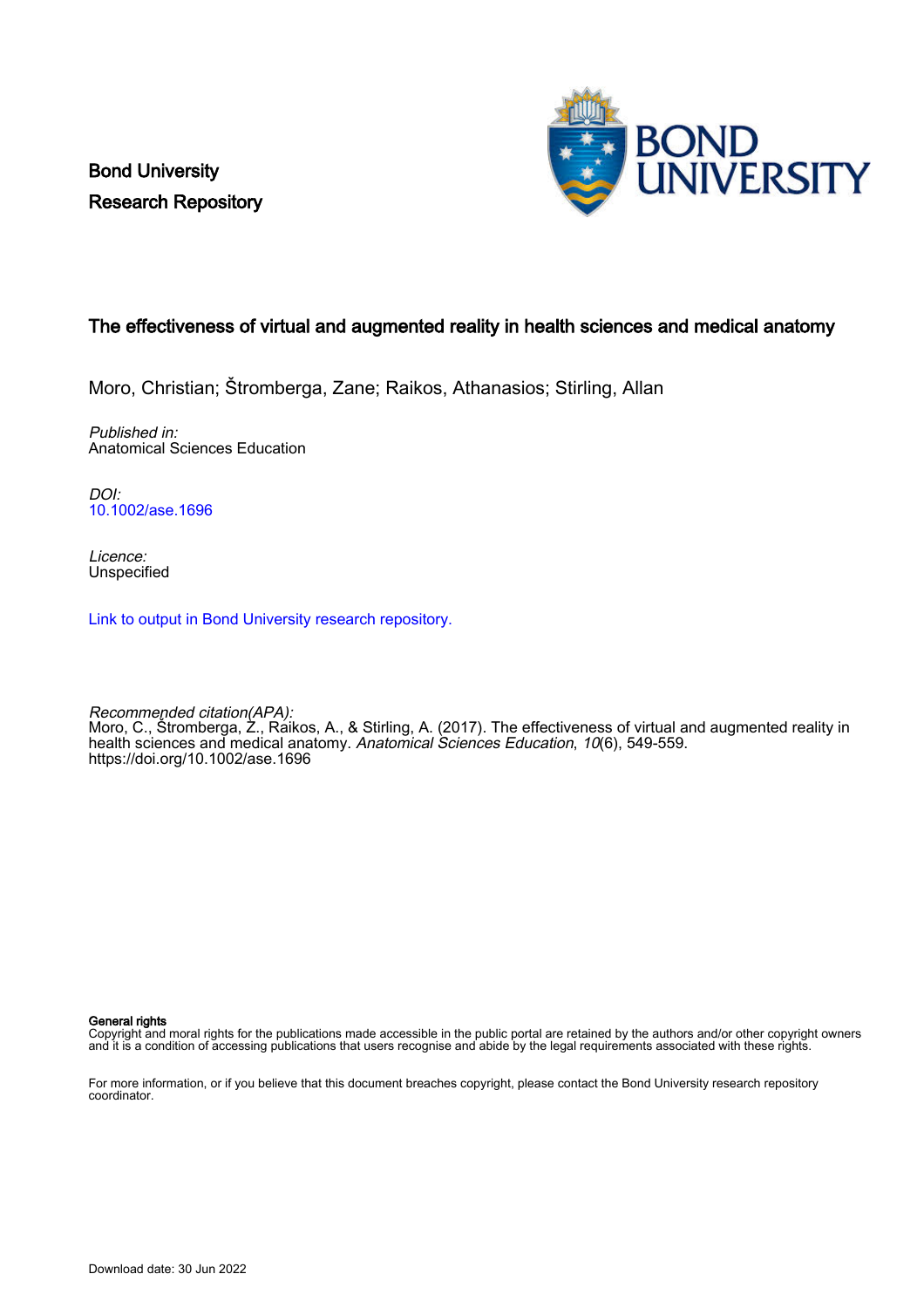Bond University
Research Repository

# The effectiveness of virtual and augmented reality in health sciences and medical anatomy

Moro, Christian; Štromberga, Zane; Raikos, Athanasios; Stirling, Allan

*Published in:*
Anatomical Sciences Education

*DOI:*
10.1002/ase.1696

*Licence:*
Unspecified

Link to output in Bond University research repository.

*Recommended citation(APA):*
Moro, C., Štromberga, Z., Raikos, A., & Stirling, A. (2017). The effectiveness of virtual and augmented reality in health sciences and medical anatomy. *Anatomical Sciences Education*, *10*(6), 549-559. https://doi.org/10.1002/ase.1696

**General rights**
Copyright and moral rights for the publications made accessible in the public portal are retained by the authors and/or other copyright owners and it is a condition of accessing publications that users recognise and abide by the legal requirements associated with these rights.

For more information, or if you believe that this document breaches copyright, please contact the Bond University research repository coordinator.

Download date: 30 Jun 2022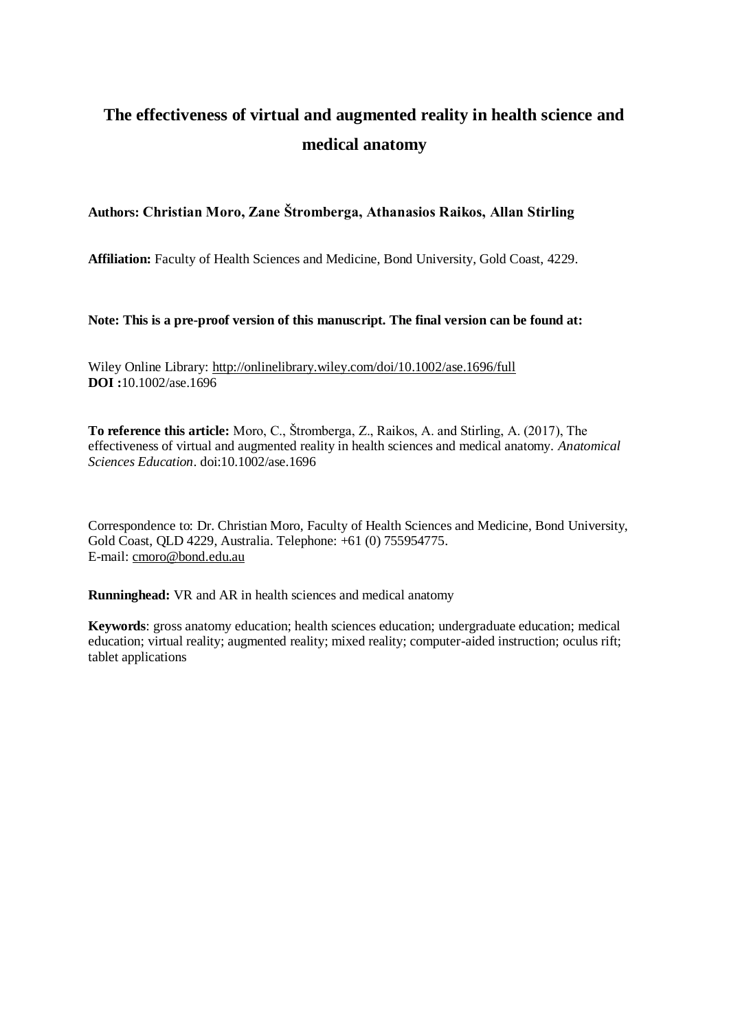# The effectiveness of virtual and augmented reality in health science and medical anatomy

**Authors: Christian Moro, Zane Štromberga, Athanasios Raikos, Allan Stirling**

**Affiliation:** Faculty of Health Sciences and Medicine, Bond University, Gold Coast, 4229.

**Note: This is a pre-proof version of this manuscript. The final version can be found at:**

Wiley Online Library: http://onlinelibrary.wiley.com/doi/10.1002/ase.1696/full
**DOI :**10.1002/ase.1696

**To reference this article:** Moro, C., Štromberga, Z., Raikos, A. and Stirling, A. (2017), The effectiveness of virtual and augmented reality in health sciences and medical anatomy. *Anatomical Sciences Education*. doi:10.1002/ase.1696

Correspondence to: Dr. Christian Moro, Faculty of Health Sciences and Medicine, Bond University, Gold Coast, QLD 4229, Australia. Telephone: +61 (0) 755954775.
E-mail: cmoro@bond.edu.au

**Runninghead:** VR and AR in health sciences and medical anatomy

**Keywords**: gross anatomy education; health sciences education; undergraduate education; medical education; virtual reality; augmented reality; mixed reality; computer-aided instruction; oculus rift; tablet applications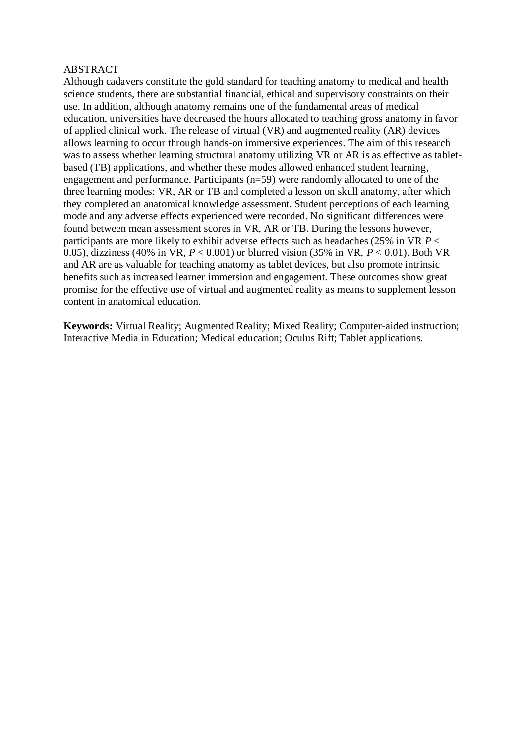ABSTRACT

Although cadavers constitute the gold standard for teaching anatomy to medical and health science students, there are substantial financial, ethical and supervisory constraints on their use. In addition, although anatomy remains one of the fundamental areas of medical education, universities have decreased the hours allocated to teaching gross anatomy in favor of applied clinical work. The release of virtual (VR) and augmented reality (AR) devices allows learning to occur through hands-on immersive experiences. The aim of this research was to assess whether learning structural anatomy utilizing VR or AR is as effective as tablet-based (TB) applications, and whether these modes allowed enhanced student learning, engagement and performance. Participants (n=59) were randomly allocated to one of the three learning modes: VR, AR or TB and completed a lesson on skull anatomy, after which they completed an anatomical knowledge assessment. Student perceptions of each learning mode and any adverse effects experienced were recorded. No significant differences were found between mean assessment scores in VR, AR or TB. During the lessons however, participants are more likely to exhibit adverse effects such as headaches (25% in VR $P < 0.05$), dizziness (40% in VR, $P < 0.001$) or blurred vision (35% in VR, $P < 0.01$). Both VR and AR are as valuable for teaching anatomy as tablet devices, but also promote intrinsic benefits such as increased learner immersion and engagement. These outcomes show great promise for the effective use of virtual and augmented reality as means to supplement lesson content in anatomical education.

**Keywords:** Virtual Reality; Augmented Reality; Mixed Reality; Computer-aided instruction; Interactive Media in Education; Medical education; Oculus Rift; Tablet applications.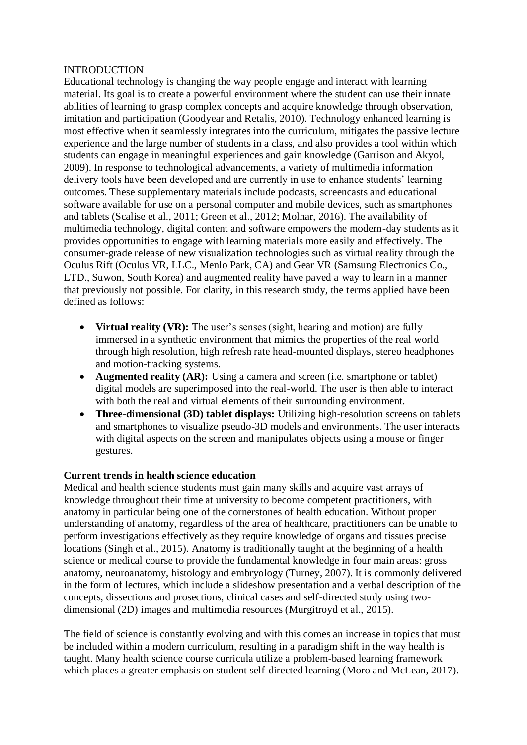# INTRODUCTION

Educational technology is changing the way people engage and interact with learning material. Its goal is to create a powerful environment where the student can use their innate abilities of learning to grasp complex concepts and acquire knowledge through observation, imitation and participation (Goodyear and Retalis, 2010). Technology enhanced learning is most effective when it seamlessly integrates into the curriculum, mitigates the passive lecture experience and the large number of students in a class, and also provides a tool within which students can engage in meaningful experiences and gain knowledge (Garrison and Akyol, 2009). In response to technological advancements, a variety of multimedia information delivery tools have been developed and are currently in use to enhance students' learning outcomes. These supplementary materials include podcasts, screencasts and educational software available for use on a personal computer and mobile devices, such as smartphones and tablets (Scalise et al., 2011; Green et al., 2012; Molnar, 2016). The availability of multimedia technology, digital content and software empowers the modern-day students as it provides opportunities to engage with learning materials more easily and effectively. The consumer-grade release of new visualization technologies such as virtual reality through the Oculus Rift (Oculus VR, LLC., Menlo Park, CA) and Gear VR (Samsung Electronics Co., LTD., Suwon, South Korea) and augmented reality have paved a way to learn in a manner that previously not possible. For clarity, in this research study, the terms applied have been defined as follows:

- **Virtual reality (VR):** The user's senses (sight, hearing and motion) are fully immersed in a synthetic environment that mimics the properties of the real world through high resolution, high refresh rate head-mounted displays, stereo headphones and motion-tracking systems.
- **Augmented reality (AR):** Using a camera and screen (i.e. smartphone or tablet) digital models are superimposed into the real-world. The user is then able to interact with both the real and virtual elements of their surrounding environment.
- **Three-dimensional (3D) tablet displays:** Utilizing high-resolution screens on tablets and smartphones to visualize pseudo-3D models and environments. The user interacts with digital aspects on the screen and manipulates objects using a mouse or finger gestures.

## Current trends in health science education

Medical and health science students must gain many skills and acquire vast arrays of knowledge throughout their time at university to become competent practitioners, with anatomy in particular being one of the cornerstones of health education. Without proper understanding of anatomy, regardless of the area of healthcare, practitioners can be unable to perform investigations effectively as they require knowledge of organs and tissues precise locations (Singh et al., 2015). Anatomy is traditionally taught at the beginning of a health science or medical course to provide the fundamental knowledge in four main areas: gross anatomy, neuroanatomy, histology and embryology (Turney, 2007). It is commonly delivered in the form of lectures, which include a slideshow presentation and a verbal description of the concepts, dissections and prosections, clinical cases and self-directed study using two-dimensional (2D) images and multimedia resources (Murgitroyd et al., 2015).

The field of science is constantly evolving and with this comes an increase in topics that must be included within a modern curriculum, resulting in a paradigm shift in the way health is taught. Many health science course curricula utilize a problem-based learning framework which places a greater emphasis on student self-directed learning (Moro and McLean, 2017).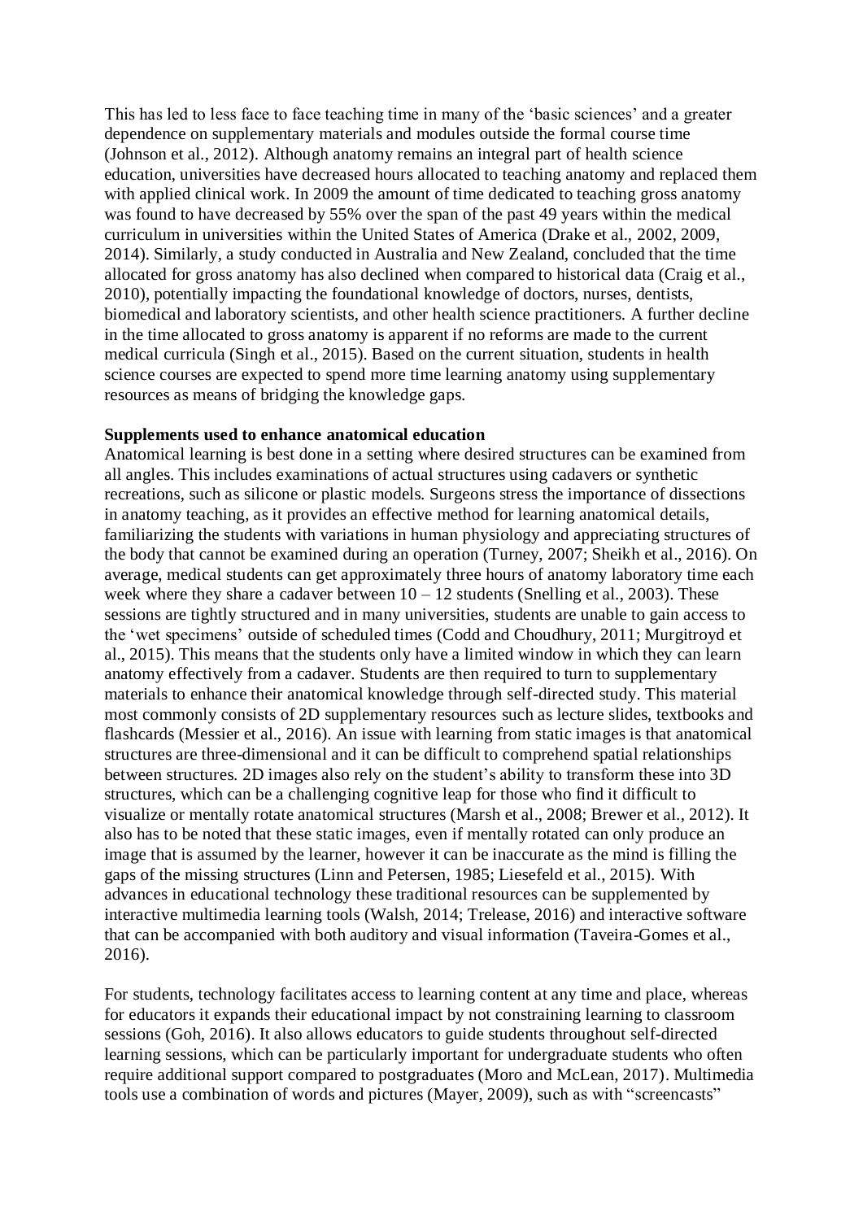This has led to less face to face teaching time in many of the 'basic sciences' and a greater dependence on supplementary materials and modules outside the formal course time (Johnson et al., 2012). Although anatomy remains an integral part of health science education, universities have decreased hours allocated to teaching anatomy and replaced them with applied clinical work. In 2009 the amount of time dedicated to teaching gross anatomy was found to have decreased by 55% over the span of the past 49 years within the medical curriculum in universities within the United States of America (Drake et al., 2002, 2009, 2014). Similarly, a study conducted in Australia and New Zealand, concluded that the time allocated for gross anatomy has also declined when compared to historical data (Craig et al., 2010), potentially impacting the foundational knowledge of doctors, nurses, dentists, biomedical and laboratory scientists, and other health science practitioners. A further decline in the time allocated to gross anatomy is apparent if no reforms are made to the current medical curricula (Singh et al., 2015). Based on the current situation, students in health science courses are expected to spend more time learning anatomy using supplementary resources as means of bridging the knowledge gaps.

**Supplements used to enhance anatomical education**

Anatomical learning is best done in a setting where desired structures can be examined from all angles. This includes examinations of actual structures using cadavers or synthetic recreations, such as silicone or plastic models. Surgeons stress the importance of dissections in anatomy teaching, as it provides an effective method for learning anatomical details, familiarizing the students with variations in human physiology and appreciating structures of the body that cannot be examined during an operation (Turney, 2007; Sheikh et al., 2016). On average, medical students can get approximately three hours of anatomy laboratory time each week where they share a cadaver between 10 – 12 students (Snelling et al., 2003). These sessions are tightly structured and in many universities, students are unable to gain access to the 'wet specimens' outside of scheduled times (Codd and Choudhury, 2011; Murgitroyd et al., 2015). This means that the students only have a limited window in which they can learn anatomy effectively from a cadaver. Students are then required to turn to supplementary materials to enhance their anatomical knowledge through self-directed study. This material most commonly consists of 2D supplementary resources such as lecture slides, textbooks and flashcards (Messier et al., 2016). An issue with learning from static images is that anatomical structures are three-dimensional and it can be difficult to comprehend spatial relationships between structures. 2D images also rely on the student's ability to transform these into 3D structures, which can be a challenging cognitive leap for those who find it difficult to visualize or mentally rotate anatomical structures (Marsh et al., 2008; Brewer et al., 2012). It also has to be noted that these static images, even if mentally rotated can only produce an image that is assumed by the learner, however it can be inaccurate as the mind is filling the gaps of the missing structures (Linn and Petersen, 1985; Liesefeld et al., 2015). With advances in educational technology these traditional resources can be supplemented by interactive multimedia learning tools (Walsh, 2014; Trelease, 2016) and interactive software that can be accompanied with both auditory and visual information (Taveira-Gomes et al., 2016).

For students, technology facilitates access to learning content at any time and place, whereas for educators it expands their educational impact by not constraining learning to classroom sessions (Goh, 2016). It also allows educators to guide students throughout self-directed learning sessions, which can be particularly important for undergraduate students who often require additional support compared to postgraduates (Moro and McLean, 2017). Multimedia tools use a combination of words and pictures (Mayer, 2009), such as with "screencasts"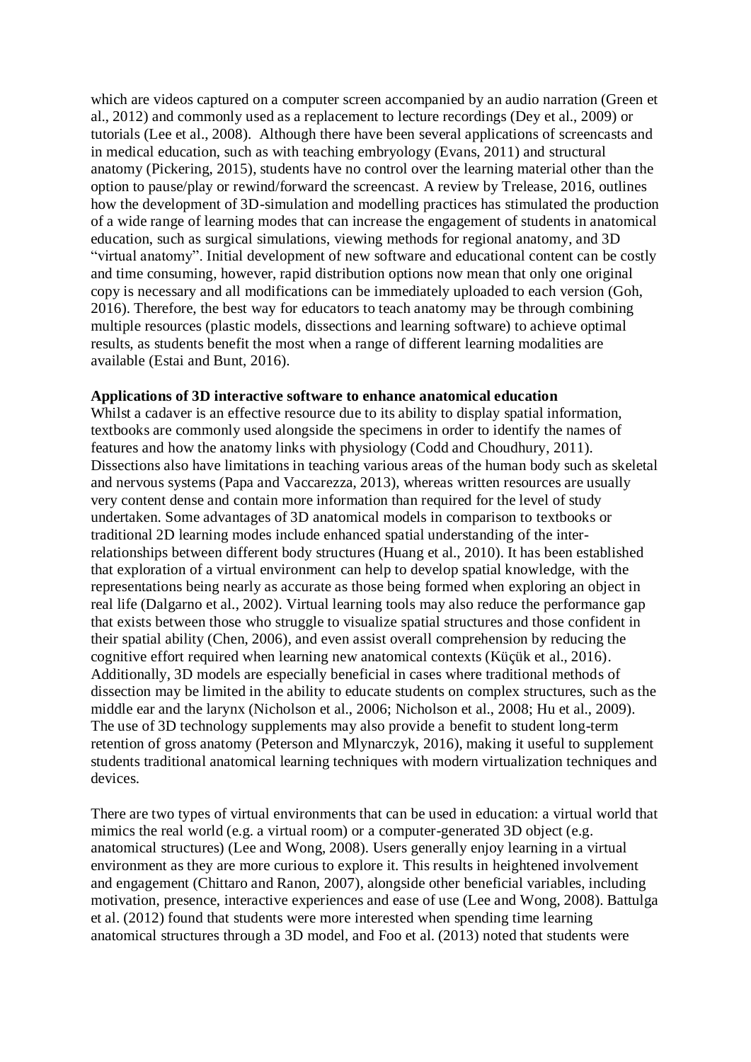which are videos captured on a computer screen accompanied by an audio narration (Green et al., 2012) and commonly used as a replacement to lecture recordings (Dey et al., 2009) or tutorials (Lee et al., 2008). Although there have been several applications of screencasts and in medical education, such as with teaching embryology (Evans, 2011) and structural anatomy (Pickering, 2015), students have no control over the learning material other than the option to pause/play or rewind/forward the screencast. A review by Trelease, 2016, outlines how the development of 3D-simulation and modelling practices has stimulated the production of a wide range of learning modes that can increase the engagement of students in anatomical education, such as surgical simulations, viewing methods for regional anatomy, and 3D "virtual anatomy". Initial development of new software and educational content can be costly and time consuming, however, rapid distribution options now mean that only one original copy is necessary and all modifications can be immediately uploaded to each version (Goh, 2016). Therefore, the best way for educators to teach anatomy may be through combining multiple resources (plastic models, dissections and learning software) to achieve optimal results, as students benefit the most when a range of different learning modalities are available (Estai and Bunt, 2016).

**Applications of 3D interactive software to enhance anatomical education**

Whilst a cadaver is an effective resource due to its ability to display spatial information, textbooks are commonly used alongside the specimens in order to identify the names of features and how the anatomy links with physiology (Codd and Choudhury, 2011). Dissections also have limitations in teaching various areas of the human body such as skeletal and nervous systems (Papa and Vaccarezza, 2013), whereas written resources are usually very content dense and contain more information than required for the level of study undertaken. Some advantages of 3D anatomical models in comparison to textbooks or traditional 2D learning modes include enhanced spatial understanding of the inter-relationships between different body structures (Huang et al., 2010). It has been established that exploration of a virtual environment can help to develop spatial knowledge, with the representations being nearly as accurate as those being formed when exploring an object in real life (Dalgarno et al., 2002). Virtual learning tools may also reduce the performance gap that exists between those who struggle to visualize spatial structures and those confident in their spatial ability (Chen, 2006), and even assist overall comprehension by reducing the cognitive effort required when learning new anatomical contexts (Küçük et al., 2016). Additionally, 3D models are especially beneficial in cases where traditional methods of dissection may be limited in the ability to educate students on complex structures, such as the middle ear and the larynx (Nicholson et al., 2006; Nicholson et al., 2008; Hu et al., 2009). The use of 3D technology supplements may also provide a benefit to student long-term retention of gross anatomy (Peterson and Mlynarczyk, 2016), making it useful to supplement students traditional anatomical learning techniques with modern virtualization techniques and devices.

There are two types of virtual environments that can be used in education: a virtual world that mimics the real world (e.g. a virtual room) or a computer-generated 3D object (e.g. anatomical structures) (Lee and Wong, 2008). Users generally enjoy learning in a virtual environment as they are more curious to explore it. This results in heightened involvement and engagement (Chittaro and Ranon, 2007), alongside other beneficial variables, including motivation, presence, interactive experiences and ease of use (Lee and Wong, 2008). Battulga et al. (2012) found that students were more interested when spending time learning anatomical structures through a 3D model, and Foo et al. (2013) noted that students were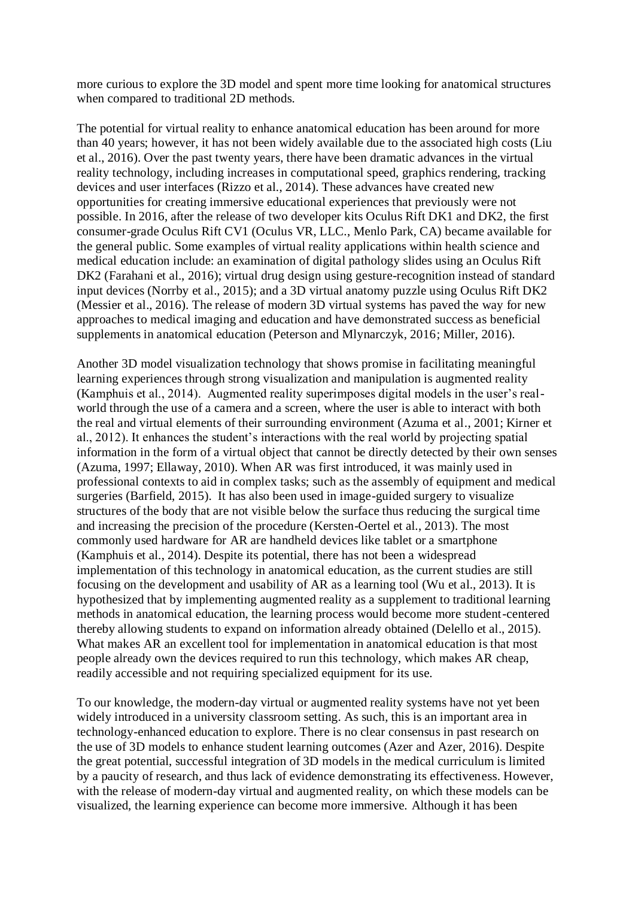more curious to explore the 3D model and spent more time looking for anatomical structures when compared to traditional 2D methods.

The potential for virtual reality to enhance anatomical education has been around for more than 40 years; however, it has not been widely available due to the associated high costs (Liu et al., 2016). Over the past twenty years, there have been dramatic advances in the virtual reality technology, including increases in computational speed, graphics rendering, tracking devices and user interfaces (Rizzo et al., 2014). These advances have created new opportunities for creating immersive educational experiences that previously were not possible. In 2016, after the release of two developer kits Oculus Rift DK1 and DK2, the first consumer-grade Oculus Rift CV1 (Oculus VR, LLC., Menlo Park, CA) became available for the general public. Some examples of virtual reality applications within health science and medical education include: an examination of digital pathology slides using an Oculus Rift DK2 (Farahani et al., 2016); virtual drug design using gesture-recognition instead of standard input devices (Norrby et al., 2015); and a 3D virtual anatomy puzzle using Oculus Rift DK2 (Messier et al., 2016). The release of modern 3D virtual systems has paved the way for new approaches to medical imaging and education and have demonstrated success as beneficial supplements in anatomical education (Peterson and Mlynarczyk, 2016; Miller, 2016).

Another 3D model visualization technology that shows promise in facilitating meaningful learning experiences through strong visualization and manipulation is augmented reality (Kamphuis et al., 2014). Augmented reality superimposes digital models in the user's real-world through the use of a camera and a screen, where the user is able to interact with both the real and virtual elements of their surrounding environment (Azuma et al., 2001; Kirner et al., 2012). It enhances the student's interactions with the real world by projecting spatial information in the form of a virtual object that cannot be directly detected by their own senses (Azuma, 1997; Ellaway, 2010). When AR was first introduced, it was mainly used in professional contexts to aid in complex tasks; such as the assembly of equipment and medical surgeries (Barfield, 2015). It has also been used in image-guided surgery to visualize structures of the body that are not visible below the surface thus reducing the surgical time and increasing the precision of the procedure (Kersten-Oertel et al., 2013). The most commonly used hardware for AR are handheld devices like tablet or a smartphone (Kamphuis et al., 2014). Despite its potential, there has not been a widespread implementation of this technology in anatomical education, as the current studies are still focusing on the development and usability of AR as a learning tool (Wu et al., 2013). It is hypothesized that by implementing augmented reality as a supplement to traditional learning methods in anatomical education, the learning process would become more student-centered thereby allowing students to expand on information already obtained (Delello et al., 2015). What makes AR an excellent tool for implementation in anatomical education is that most people already own the devices required to run this technology, which makes AR cheap, readily accessible and not requiring specialized equipment for its use.

To our knowledge, the modern-day virtual or augmented reality systems have not yet been widely introduced in a university classroom setting. As such, this is an important area in technology-enhanced education to explore. There is no clear consensus in past research on the use of 3D models to enhance student learning outcomes (Azer and Azer, 2016). Despite the great potential, successful integration of 3D models in the medical curriculum is limited by a paucity of research, and thus lack of evidence demonstrating its effectiveness. However, with the release of modern-day virtual and augmented reality, on which these models can be visualized, the learning experience can become more immersive. Although it has been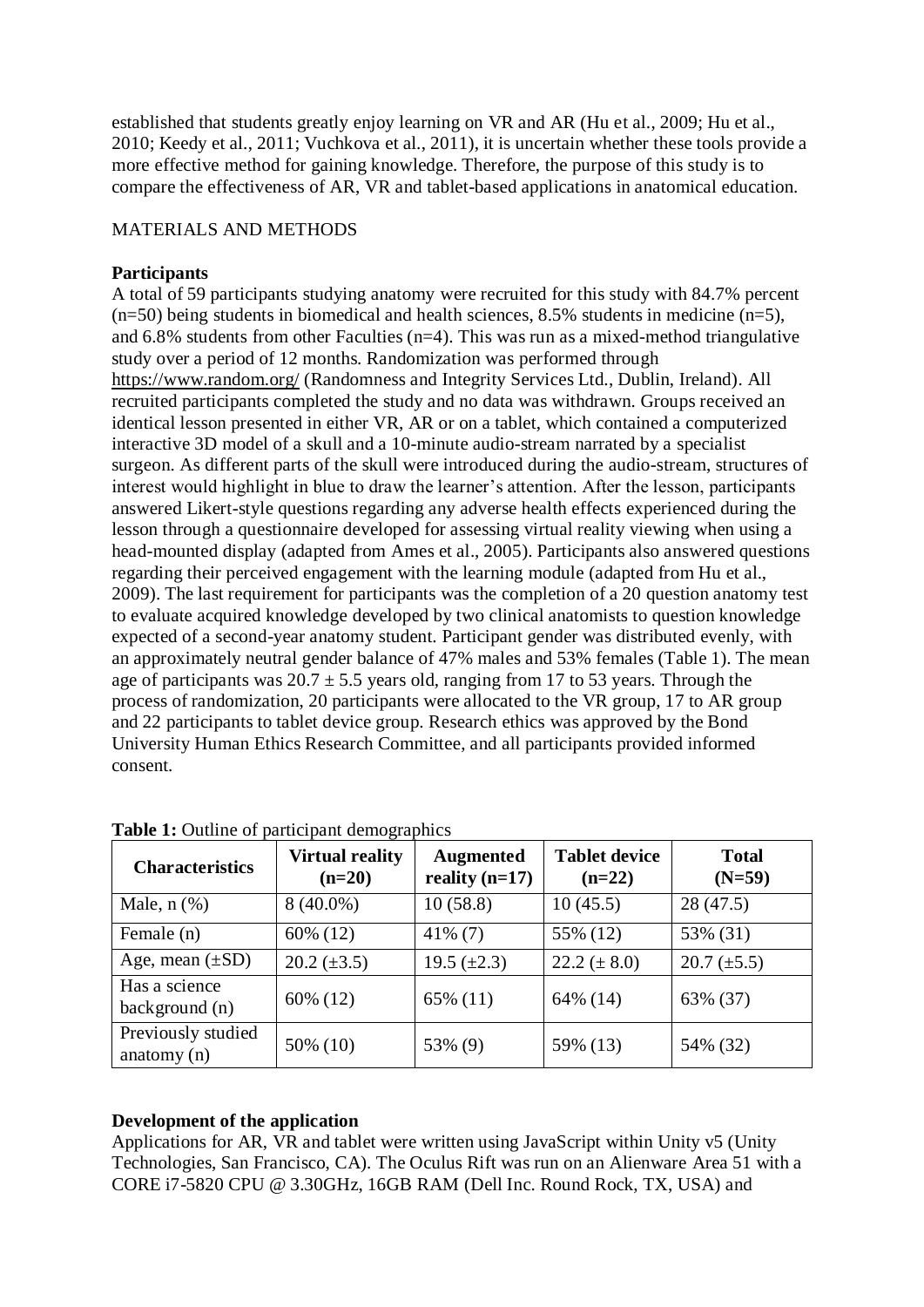established that students greatly enjoy learning on VR and AR (Hu et al., 2009; Hu et al., 2010; Keedy et al., 2011; Vuchkova et al., 2011), it is uncertain whether these tools provide a more effective method for gaining knowledge. Therefore, the purpose of this study is to compare the effectiveness of AR, VR and tablet-based applications in anatomical education.

## MATERIALS AND METHODS

### Participants

A total of 59 participants studying anatomy were recruited for this study with 84.7% percent (n=50) being students in biomedical and health sciences, 8.5% students in medicine (n=5), and 6.8% students from other Faculties (n=4). This was run as a mixed-method triangulative study over a period of 12 months. Randomization was performed through https://www.random.org/ (Randomness and Integrity Services Ltd., Dublin, Ireland). All recruited participants completed the study and no data was withdrawn. Groups received an identical lesson presented in either VR, AR or on a tablet, which contained a computerized interactive 3D model of a skull and a 10-minute audio-stream narrated by a specialist surgeon. As different parts of the skull were introduced during the audio-stream, structures of interest would highlight in blue to draw the learner's attention. After the lesson, participants answered Likert-style questions regarding any adverse health effects experienced during the lesson through a questionnaire developed for assessing virtual reality viewing when using a head-mounted display (adapted from Ames et al., 2005). Participants also answered questions regarding their perceived engagement with the learning module (adapted from Hu et al., 2009). The last requirement for participants was the completion of a 20 question anatomy test to evaluate acquired knowledge developed by two clinical anatomists to question knowledge expected of a second-year anatomy student. Participant gender was distributed evenly, with an approximately neutral gender balance of 47% males and 53% females (Table 1). The mean age of participants was 20.7 ± 5.5 years old, ranging from 17 to 53 years. Through the process of randomization, 20 participants were allocated to the VR group, 17 to AR group and 22 participants to tablet device group. Research ethics was approved by the Bond University Human Ethics Research Committee, and all participants provided informed consent.

**Table 1:** Outline of participant demographics

| Characteristics | Virtual reality (n=20) | Augmented reality (n=17) | Tablet device (n=22) | Total (N=59) |
|---|---|---|---|---|
| Male, n (%) | 8 (40.0%) | 10 (58.8) | 10 (45.5) | 28 (47.5) |
| Female (n) | 60% (12) | 41% (7) | 55% (12) | 53% (31) |
| Age, mean (±SD) | 20.2 (±3.5) | 19.5 (±2.3) | 22.2 (± 8.0) | 20.7 (±5.5) |
| Has a science background (n) | 60% (12) | 65% (11) | 64% (14) | 63% (37) |
| Previously studied anatomy (n) | 50% (10) | 53% (9) | 59% (13) | 54% (32) |

### Development of the application

Applications for AR, VR and tablet were written using JavaScript within Unity v5 (Unity Technologies, San Francisco, CA). The Oculus Rift was run on an Alienware Area 51 with a CORE i7-5820 CPU @ 3.30GHz, 16GB RAM (Dell Inc. Round Rock, TX, USA) and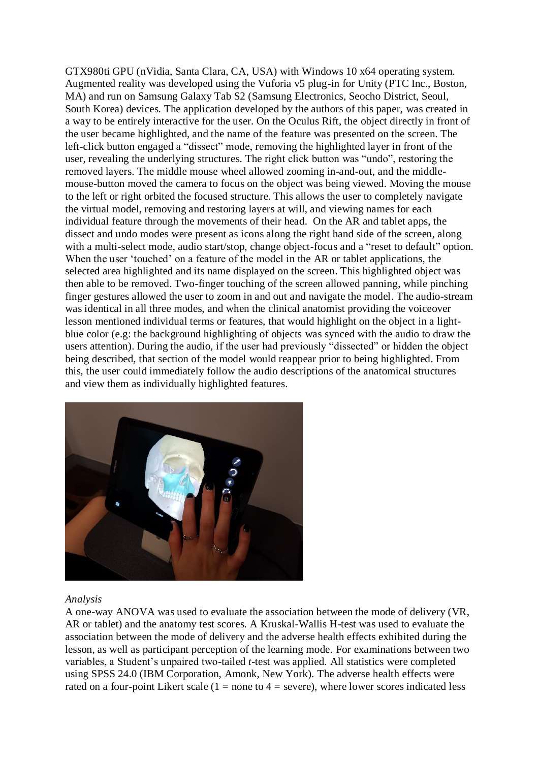GTX980ti GPU (nVidia, Santa Clara, CA, USA) with Windows 10 x64 operating system. Augmented reality was developed using the Vuforia v5 plug-in for Unity (PTC Inc., Boston, MA) and run on Samsung Galaxy Tab S2 (Samsung Electronics, Seocho District, Seoul, South Korea) devices. The application developed by the authors of this paper, was created in a way to be entirely interactive for the user. On the Oculus Rift, the object directly in front of the user became highlighted, and the name of the feature was presented on the screen. The left-click button engaged a "dissect" mode, removing the highlighted layer in front of the user, revealing the underlying structures. The right click button was "undo", restoring the removed layers. The middle mouse wheel allowed zooming in-and-out, and the middle-mouse-button moved the camera to focus on the object was being viewed. Moving the mouse to the left or right orbited the focused structure. This allows the user to completely navigate the virtual model, removing and restoring layers at will, and viewing names for each individual feature through the movements of their head. On the AR and tablet apps, the dissect and undo modes were present as icons along the right hand side of the screen, along with a multi-select mode, audio start/stop, change object-focus and a "reset to default" option. When the user 'touched' on a feature of the model in the AR or tablet applications, the selected area highlighted and its name displayed on the screen. This highlighted object was then able to be removed. Two-finger touching of the screen allowed panning, while pinching finger gestures allowed the user to zoom in and out and navigate the model. The audio-stream was identical in all three modes, and when the clinical anatomist providing the voiceover lesson mentioned individual terms or features, that would highlight on the object in a light-blue color (e.g: the background highlighting of objects was synced with the audio to draw the users attention). During the audio, if the user had previously "dissected" or hidden the object being described, that section of the model would reappear prior to being highlighted. From this, the user could immediately follow the audio descriptions of the anatomical structures and view them as individually highlighted features.

*Analysis*

A one-way ANOVA was used to evaluate the association between the mode of delivery (VR, AR or tablet) and the anatomy test scores. A Kruskal-Wallis H-test was used to evaluate the association between the mode of delivery and the adverse health effects exhibited during the lesson, as well as participant perception of the learning mode. For examinations between two variables, a Student's unpaired two-tailed *t*-test was applied. All statistics were completed using SPSS 24.0 (IBM Corporation, Amonk, New York). The adverse health effects were rated on a four-point Likert scale (1 = none to 4 = severe), where lower scores indicated less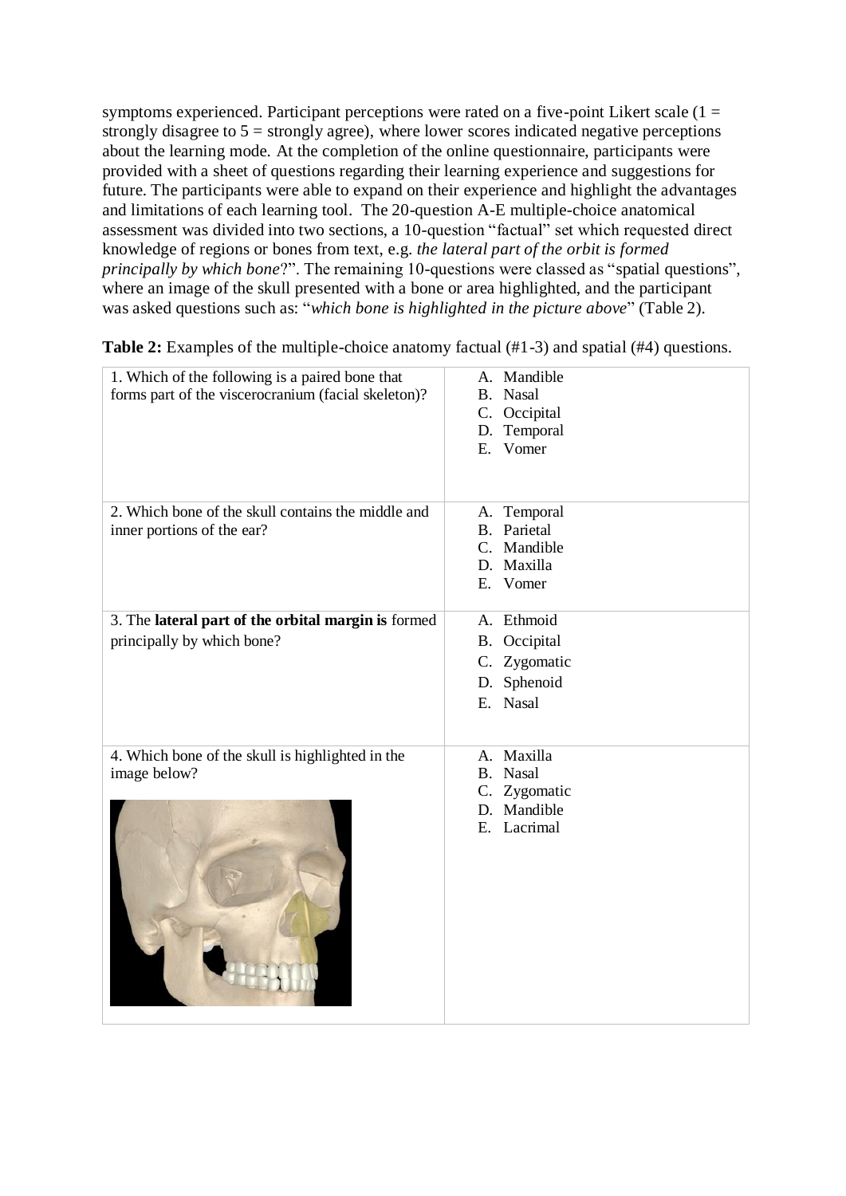symptoms experienced. Participant perceptions were rated on a five-point Likert scale (1 = strongly disagree to 5 = strongly agree), where lower scores indicated negative perceptions about the learning mode. At the completion of the online questionnaire, participants were provided with a sheet of questions regarding their learning experience and suggestions for future. The participants were able to expand on their experience and highlight the advantages and limitations of each learning tool. The 20-question A-E multiple-choice anatomical assessment was divided into two sections, a 10-question "factual" set which requested direct knowledge of regions or bones from text, e.g. *the lateral part of the orbit is formed principally by which bone*?". The remaining 10-questions were classed as "spatial questions", where an image of the skull presented with a bone or area highlighted, and the participant was asked questions such as: "*which bone is highlighted in the picture above*" (Table 2).

**Table 2:** Examples of the multiple-choice anatomy factual (#1-3) and spatial (#4) questions.

| Question | Options |
|---|---|
| 1. Which of the following is a paired bone that forms part of the viscerocranium (facial skeleton)? | A. Mandible<br>B. Nasal<br>C. Occipital<br>D. Temporal<br>E. Vomer |
| 2. Which bone of the skull contains the middle and inner portions of the ear? | A. Temporal<br>B. Parietal<br>C. Mandible<br>D. Maxilla<br>E. Vomer |
| 3. The **lateral part of the orbital margin is** formed principally by which bone? | A. Ethmoid<br>B. Occipital<br>C. Zygomatic<br>D. Sphenoid<br>E. Nasal |
| 4. Which bone of the skull is highlighted in the image below? | A. Maxilla<br>B. Nasal<br>C. Zygomatic<br>D. Mandible<br>E. Lacrimal |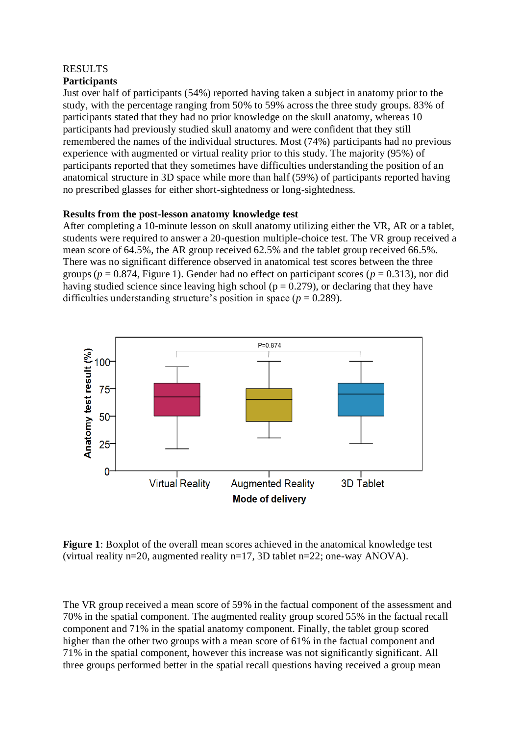RESULTS

**Participants**

Just over half of participants (54%) reported having taken a subject in anatomy prior to the study, with the percentage ranging from 50% to 59% across the three study groups. 83% of participants stated that they had no prior knowledge on the skull anatomy, whereas 10 participants had previously studied skull anatomy and were confident that they still remembered the names of the individual structures. Most (74%) participants had no previous experience with augmented or virtual reality prior to this study. The majority (95%) of participants reported that they sometimes have difficulties understanding the position of an anatomical structure in 3D space while more than half (59%) of participants reported having no prescribed glasses for either short-sightedness or long-sightedness.

**Results from the post-lesson anatomy knowledge test**

After completing a 10-minute lesson on skull anatomy utilizing either the VR, AR or a tablet, students were required to answer a 20-question multiple-choice test. The VR group received a mean score of 64.5%, the AR group received 62.5% and the tablet group received 66.5%. There was no significant difference observed in anatomical test scores between the three groups ($p = 0.874$, Figure 1). Gender had no effect on participant scores ($p = 0.313$), nor did having studied science since leaving high school (p = 0.279), or declaring that they have difficulties understanding structure's position in space ($p = 0.289$).

**Figure 1**: Boxplot of the overall mean scores achieved in the anatomical knowledge test (virtual reality n=20, augmented reality n=17, 3D tablet n=22; one-way ANOVA).

The VR group received a mean score of 59% in the factual component of the assessment and 70% in the spatial component. The augmented reality group scored 55% in the factual recall component and 71% in the spatial anatomy component. Finally, the tablet group scored higher than the other two groups with a mean score of 61% in the factual component and 71% in the spatial component, however this increase was not significantly significant. All three groups performed better in the spatial recall questions having received a group mean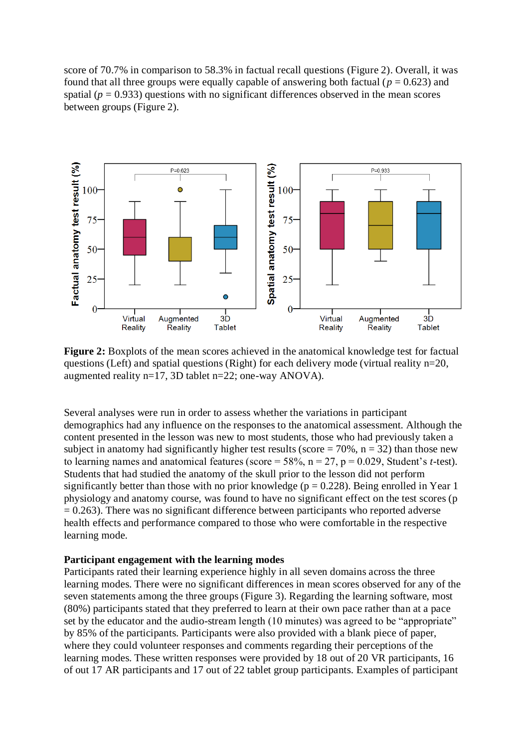score of 70.7% in comparison to 58.3% in factual recall questions (Figure 2). Overall, it was found that all three groups were equally capable of answering both factual ($p$ = 0.623) and spatial ($p$ = 0.933) questions with no significant differences observed in the mean scores between groups (Figure 2).

**Figure 2:** Boxplots of the mean scores achieved in the anatomical knowledge test for factual questions (Left) and spatial questions (Right) for each delivery mode (virtual reality n=20, augmented reality n=17, 3D tablet n=22; one-way ANOVA).

Several analyses were run in order to assess whether the variations in participant demographics had any influence on the responses to the anatomical assessment. Although the content presented in the lesson was new to most students, those who had previously taken a subject in anatomy had significantly higher test results (score = 70%, n = 32) than those new to learning names and anatomical features (score = 58%, n = 27, p = 0.029, Student's *t*-test). Students that had studied the anatomy of the skull prior to the lesson did not perform significantly better than those with no prior knowledge (p = 0.228). Being enrolled in Year 1 physiology and anatomy course, was found to have no significant effect on the test scores (p = 0.263). There was no significant difference between participants who reported adverse health effects and performance compared to those who were comfortable in the respective learning mode.

**Participant engagement with the learning modes**

Participants rated their learning experience highly in all seven domains across the three learning modes. There were no significant differences in mean scores observed for any of the seven statements among the three groups (Figure 3). Regarding the learning software, most (80%) participants stated that they preferred to learn at their own pace rather than at a pace set by the educator and the audio-stream length (10 minutes) was agreed to be "appropriate" by 85% of the participants. Participants were also provided with a blank piece of paper, where they could volunteer responses and comments regarding their perceptions of the learning modes. These written responses were provided by 18 out of 20 VR participants, 16 of out 17 AR participants and 17 out of 22 tablet group participants. Examples of participant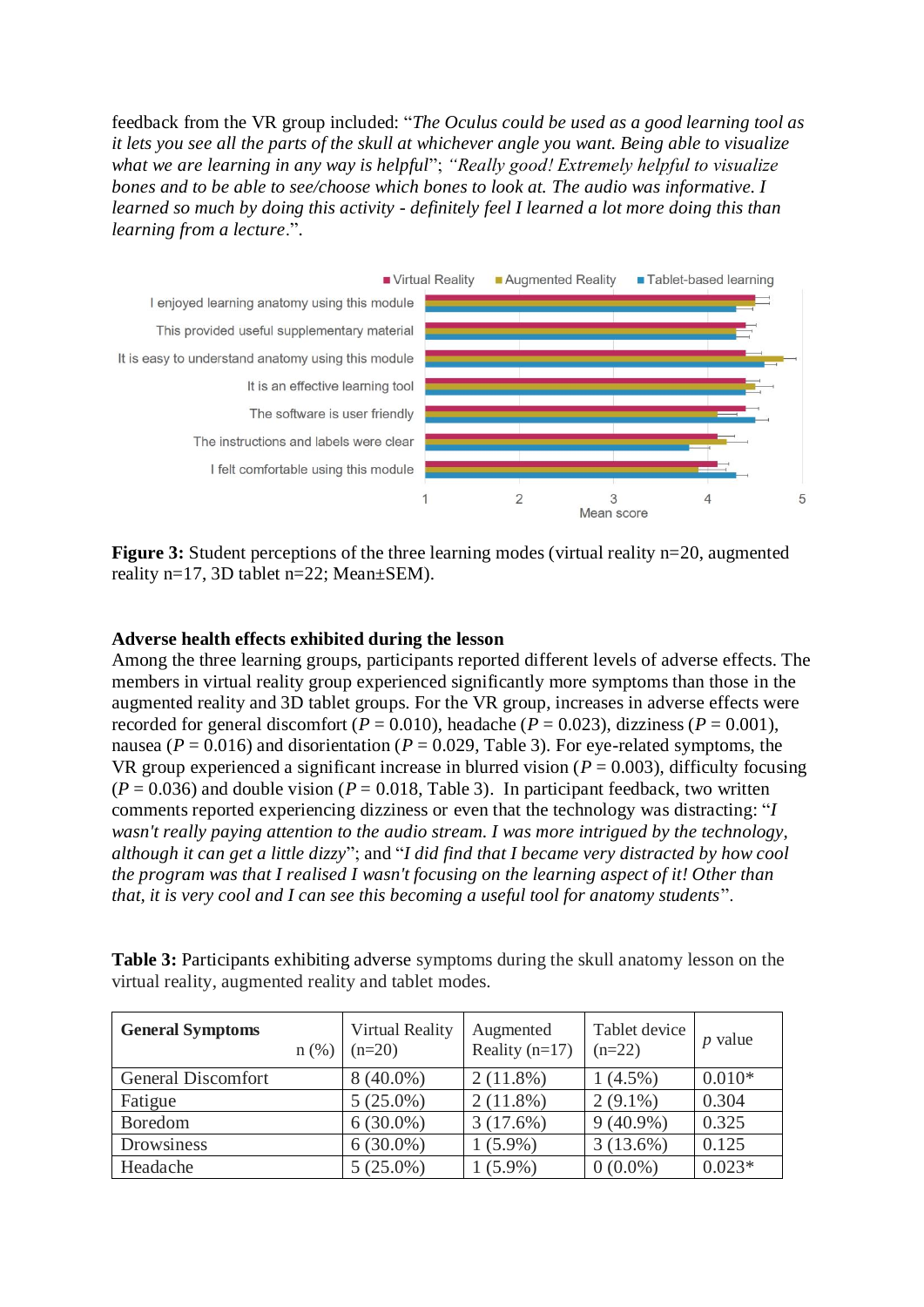feedback from the VR group included: "*The Oculus could be used as a good learning tool as it lets you see all the parts of the skull at whichever angle you want. Being able to visualize what we are learning in any way is helpful*"; "*Really good! Extremely helpful to visualize bones and to be able to see/choose which bones to look at. The audio was informative. I learned so much by doing this activity - definitely feel I learned a lot more doing this than learning from a lecture*.".

**Figure 3:** Student perceptions of the three learning modes (virtual reality n=20, augmented reality n=17, 3D tablet n=22; Mean±SEM).

### Adverse health effects exhibited during the lesson

Among the three learning groups, participants reported different levels of adverse effects. The members in virtual reality group experienced significantly more symptoms than those in the augmented reality and 3D tablet groups. For the VR group, increases in adverse effects were recorded for general discomfort ($P = 0.010$), headache ($P = 0.023$), dizziness ($P = 0.001$), nausea ($P = 0.016$) and disorientation ($P = 0.029$, Table 3). For eye-related symptoms, the VR group experienced a significant increase in blurred vision ($P = 0.003$), difficulty focusing ($P = 0.036$) and double vision ($P = 0.018$, Table 3). In participant feedback, two written comments reported experiencing dizziness or even that the technology was distracting: "*I wasn't really paying attention to the audio stream. I was more intrigued by the technology, although it can get a little dizzy*"; and "*I did find that I became very distracted by how cool the program was that I realised I wasn't focusing on the learning aspect of it! Other than that, it is very cool and I can see this becoming a useful tool for anatomy students*".

**Table 3:** Participants exhibiting adverse symptoms during the skull anatomy lesson on the virtual reality, augmented reality and tablet modes.

| **General Symptoms** n (%) | Virtual Reality (n=20) | Augmented Reality (n=17) | Tablet device (n=22) | *p* value |
|---|---|---|---|---|
| General Discomfort | 8 (40.0%) | 2 (11.8%) | 1 (4.5%) | 0.010* |
| Fatigue | 5 (25.0%) | 2 (11.8%) | 2 (9.1%) | 0.304 |
| Boredom | 6 (30.0%) | 3 (17.6%) | 9 (40.9%) | 0.325 |
| Drowsiness | 6 (30.0%) | 1 (5.9%) | 3 (13.6%) | 0.125 |
| Headache | 5 (25.0%) | 1 (5.9%) | 0 (0.0%) | 0.023* |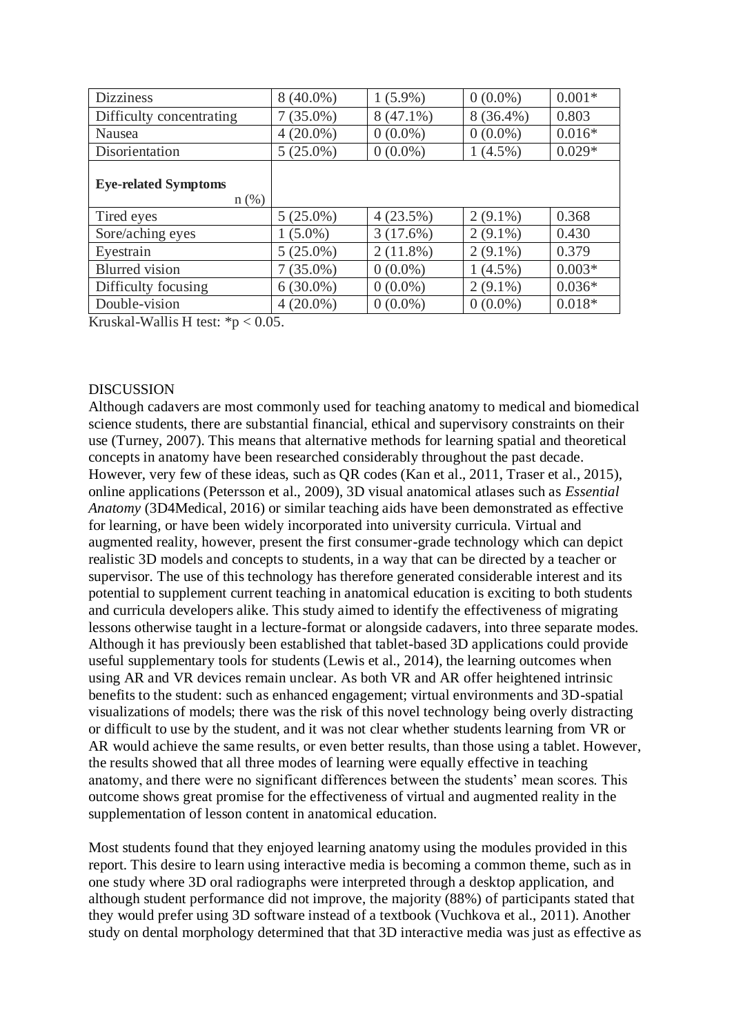| | | | | |
|---|---|---|---|---|
| Dizziness | 8 (40.0%) | 1 (5.9%) | 0 (0.0%) | 0.001* |
| Difficulty concentrating | 7 (35.0%) | 8 (47.1%) | 8 (36.4%) | 0.803 |
| Nausea | 4 (20.0%) | 0 (0.0%) | 0 (0.0%) | 0.016* |
| Disorientation | 5 (25.0%) | 0 (0.0%) | 1 (4.5%) | 0.029* |
| **Eye-related Symptoms** n (%) | | | | |
| Tired eyes | 5 (25.0%) | 4 (23.5%) | 2 (9.1%) | 0.368 |
| Sore/aching eyes | 1 (5.0%) | 3 (17.6%) | 2 (9.1%) | 0.430 |
| Eyestrain | 5 (25.0%) | 2 (11.8%) | 2 (9.1%) | 0.379 |
| Blurred vision | 7 (35.0%) | 0 (0.0%) | 1 (4.5%) | 0.003* |
| Difficulty focusing | 6 (30.0%) | 0 (0.0%) | 2 (9.1%) | 0.036* |
| Double-vision | 4 (20.0%) | 0 (0.0%) | 0 (0.0%) | 0.018* |

Kruskal-Wallis H test: *$p < 0.05$.

## DISCUSSION

Although cadavers are most commonly used for teaching anatomy to medical and biomedical science students, there are substantial financial, ethical and supervisory constraints on their use (Turney, 2007). This means that alternative methods for learning spatial and theoretical concepts in anatomy have been researched considerably throughout the past decade. However, very few of these ideas, such as QR codes (Kan et al., 2011, Traser et al., 2015), online applications (Petersson et al., 2009), 3D visual anatomical atlases such as *Essential Anatomy* (3D4Medical, 2016) or similar teaching aids have been demonstrated as effective for learning, or have been widely incorporated into university curricula. Virtual and augmented reality, however, present the first consumer-grade technology which can depict realistic 3D models and concepts to students, in a way that can be directed by a teacher or supervisor. The use of this technology has therefore generated considerable interest and its potential to supplement current teaching in anatomical education is exciting to both students and curricula developers alike. This study aimed to identify the effectiveness of migrating lessons otherwise taught in a lecture-format or alongside cadavers, into three separate modes. Although it has previously been established that tablet-based 3D applications could provide useful supplementary tools for students (Lewis et al., 2014), the learning outcomes when using AR and VR devices remain unclear. As both VR and AR offer heightened intrinsic benefits to the student: such as enhanced engagement; virtual environments and 3D-spatial visualizations of models; there was the risk of this novel technology being overly distracting or difficult to use by the student, and it was not clear whether students learning from VR or AR would achieve the same results, or even better results, than those using a tablet. However, the results showed that all three modes of learning were equally effective in teaching anatomy, and there were no significant differences between the students' mean scores. This outcome shows great promise for the effectiveness of virtual and augmented reality in the supplementation of lesson content in anatomical education.

Most students found that they enjoyed learning anatomy using the modules provided in this report. This desire to learn using interactive media is becoming a common theme, such as in one study where 3D oral radiographs were interpreted through a desktop application, and although student performance did not improve, the majority (88%) of participants stated that they would prefer using 3D software instead of a textbook (Vuchkova et al., 2011). Another study on dental morphology determined that that 3D interactive media was just as effective as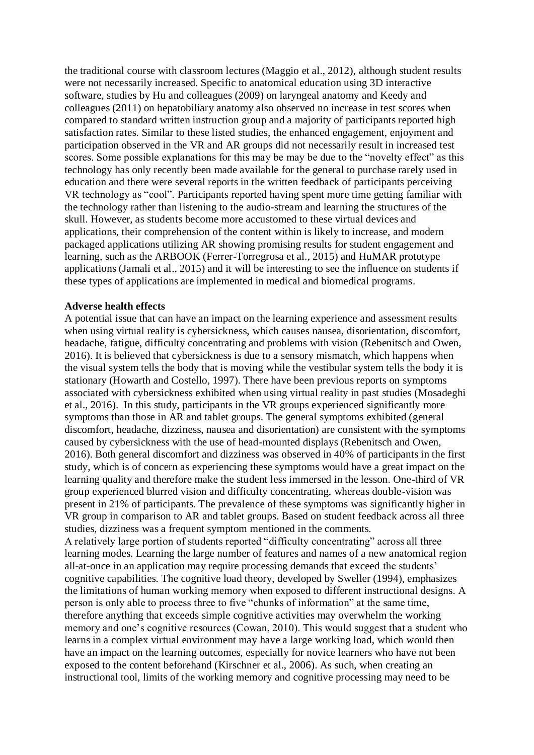the traditional course with classroom lectures (Maggio et al., 2012), although student results were not necessarily increased. Specific to anatomical education using 3D interactive software, studies by Hu and colleagues (2009) on laryngeal anatomy and Keedy and colleagues (2011) on hepatobiliary anatomy also observed no increase in test scores when compared to standard written instruction group and a majority of participants reported high satisfaction rates. Similar to these listed studies, the enhanced engagement, enjoyment and participation observed in the VR and AR groups did not necessarily result in increased test scores. Some possible explanations for this may be may be due to the "novelty effect" as this technology has only recently been made available for the general to purchase rarely used in education and there were several reports in the written feedback of participants perceiving VR technology as "cool". Participants reported having spent more time getting familiar with the technology rather than listening to the audio-stream and learning the structures of the skull. However, as students become more accustomed to these virtual devices and applications, their comprehension of the content within is likely to increase, and modern packaged applications utilizing AR showing promising results for student engagement and learning, such as the ARBOOK (Ferrer-Torregrosa et al., 2015) and HuMAR prototype applications (Jamali et al., 2015) and it will be interesting to see the influence on students if these types of applications are implemented in medical and biomedical programs.

**Adverse health effects**

A potential issue that can have an impact on the learning experience and assessment results when using virtual reality is cybersickness, which causes nausea, disorientation, discomfort, headache, fatigue, difficulty concentrating and problems with vision (Rebenitsch and Owen, 2016). It is believed that cybersickness is due to a sensory mismatch, which happens when the visual system tells the body that is moving while the vestibular system tells the body it is stationary (Howarth and Costello, 1997). There have been previous reports on symptoms associated with cybersickness exhibited when using virtual reality in past studies (Mosadeghi et al., 2016). In this study, participants in the VR groups experienced significantly more symptoms than those in AR and tablet groups. The general symptoms exhibited (general discomfort, headache, dizziness, nausea and disorientation) are consistent with the symptoms caused by cybersickness with the use of head-mounted displays (Rebenitsch and Owen, 2016). Both general discomfort and dizziness was observed in 40% of participants in the first study, which is of concern as experiencing these symptoms would have a great impact on the learning quality and therefore make the student less immersed in the lesson. One-third of VR group experienced blurred vision and difficulty concentrating, whereas double-vision was present in 21% of participants. The prevalence of these symptoms was significantly higher in VR group in comparison to AR and tablet groups. Based on student feedback across all three studies, dizziness was a frequent symptom mentioned in the comments.

A relatively large portion of students reported "difficulty concentrating" across all three learning modes. Learning the large number of features and names of a new anatomical region all-at-once in an application may require processing demands that exceed the students' cognitive capabilities. The cognitive load theory, developed by Sweller (1994), emphasizes the limitations of human working memory when exposed to different instructional designs. A person is only able to process three to five "chunks of information" at the same time, therefore anything that exceeds simple cognitive activities may overwhelm the working memory and one's cognitive resources (Cowan, 2010). This would suggest that a student who learns in a complex virtual environment may have a large working load, which would then have an impact on the learning outcomes, especially for novice learners who have not been exposed to the content beforehand (Kirschner et al., 2006). As such, when creating an instructional tool, limits of the working memory and cognitive processing may need to be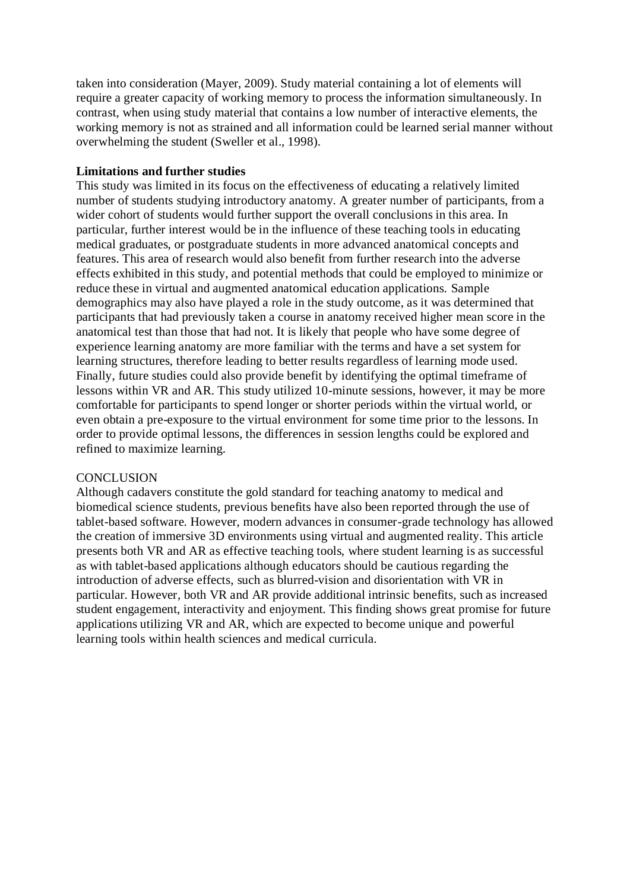taken into consideration (Mayer, 2009). Study material containing a lot of elements will require a greater capacity of working memory to process the information simultaneously. In contrast, when using study material that contains a low number of interactive elements, the working memory is not as strained and all information could be learned serial manner without overwhelming the student (Sweller et al., 1998).

**Limitations and further studies**

This study was limited in its focus on the effectiveness of educating a relatively limited number of students studying introductory anatomy. A greater number of participants, from a wider cohort of students would further support the overall conclusions in this area. In particular, further interest would be in the influence of these teaching tools in educating medical graduates, or postgraduate students in more advanced anatomical concepts and features. This area of research would also benefit from further research into the adverse effects exhibited in this study, and potential methods that could be employed to minimize or reduce these in virtual and augmented anatomical education applications. Sample demographics may also have played a role in the study outcome, as it was determined that participants that had previously taken a course in anatomy received higher mean score in the anatomical test than those that had not. It is likely that people who have some degree of experience learning anatomy are more familiar with the terms and have a set system for learning structures, therefore leading to better results regardless of learning mode used. Finally, future studies could also provide benefit by identifying the optimal timeframe of lessons within VR and AR. This study utilized 10-minute sessions, however, it may be more comfortable for participants to spend longer or shorter periods within the virtual world, or even obtain a pre-exposure to the virtual environment for some time prior to the lessons. In order to provide optimal lessons, the differences in session lengths could be explored and refined to maximize learning.

## CONCLUSION

Although cadavers constitute the gold standard for teaching anatomy to medical and biomedical science students, previous benefits have also been reported through the use of tablet-based software. However, modern advances in consumer-grade technology has allowed the creation of immersive 3D environments using virtual and augmented reality. This article presents both VR and AR as effective teaching tools, where student learning is as successful as with tablet-based applications although educators should be cautious regarding the introduction of adverse effects, such as blurred-vision and disorientation with VR in particular. However, both VR and AR provide additional intrinsic benefits, such as increased student engagement, interactivity and enjoyment. This finding shows great promise for future applications utilizing VR and AR, which are expected to become unique and powerful learning tools within health sciences and medical curricula.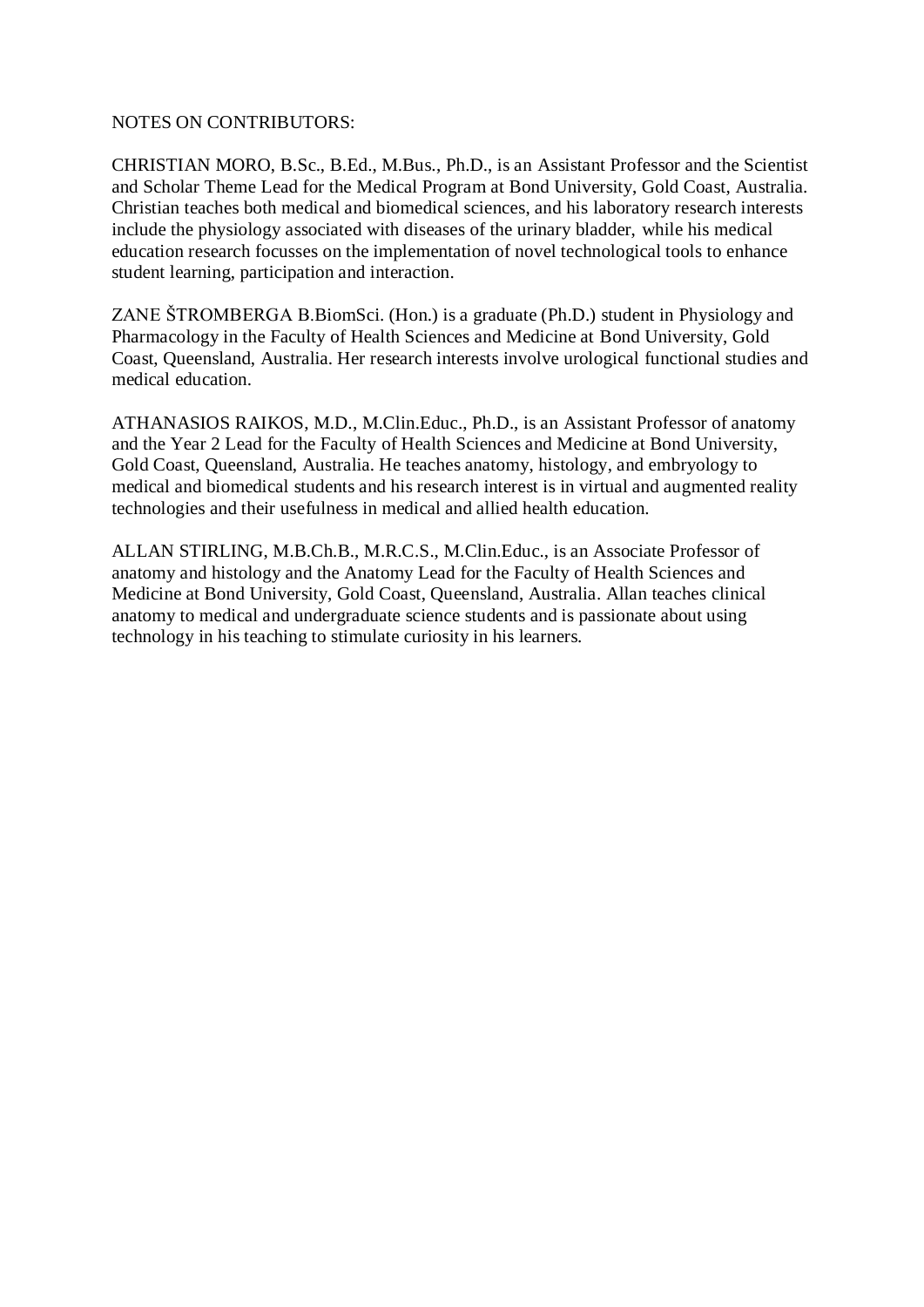NOTES ON CONTRIBUTORS:

CHRISTIAN MORO, B.Sc., B.Ed., M.Bus., Ph.D., is an Assistant Professor and the Scientist and Scholar Theme Lead for the Medical Program at Bond University, Gold Coast, Australia. Christian teaches both medical and biomedical sciences, and his laboratory research interests include the physiology associated with diseases of the urinary bladder, while his medical education research focusses on the implementation of novel technological tools to enhance student learning, participation and interaction.

ZANE ŠTROMBERGA B.BiomSci. (Hon.) is a graduate (Ph.D.) student in Physiology and Pharmacology in the Faculty of Health Sciences and Medicine at Bond University, Gold Coast, Queensland, Australia. Her research interests involve urological functional studies and medical education.

ATHANASIOS RAIKOS, M.D., M.Clin.Educ., Ph.D., is an Assistant Professor of anatomy and the Year 2 Lead for the Faculty of Health Sciences and Medicine at Bond University, Gold Coast, Queensland, Australia. He teaches anatomy, histology, and embryology to medical and biomedical students and his research interest is in virtual and augmented reality technologies and their usefulness in medical and allied health education.

ALLAN STIRLING, M.B.Ch.B., M.R.C.S., M.Clin.Educ., is an Associate Professor of anatomy and histology and the Anatomy Lead for the Faculty of Health Sciences and Medicine at Bond University, Gold Coast, Queensland, Australia. Allan teaches clinical anatomy to medical and undergraduate science students and is passionate about using technology in his teaching to stimulate curiosity in his learners.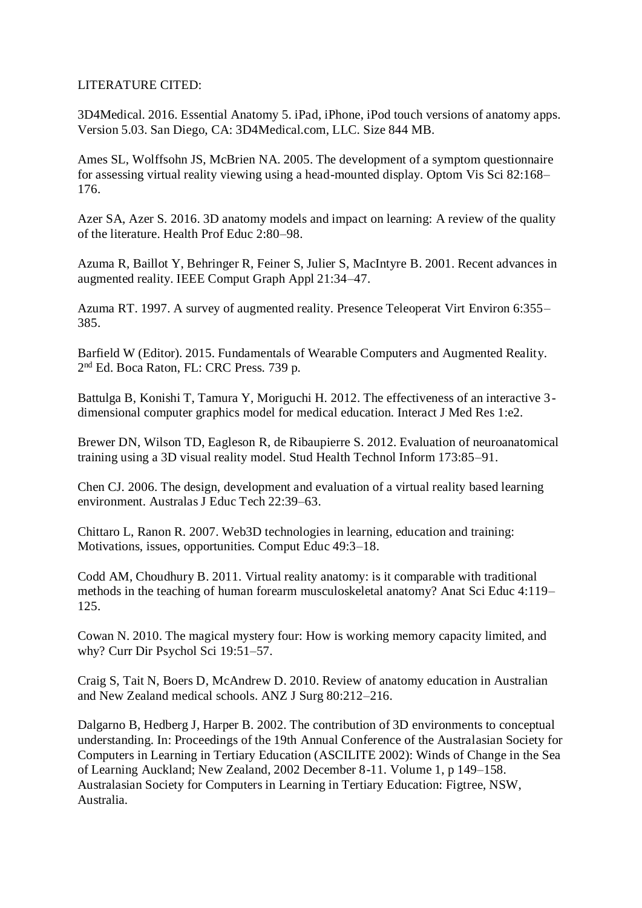LITERATURE CITED:

3D4Medical. 2016. Essential Anatomy 5. iPad, iPhone, iPod touch versions of anatomy apps. Version 5.03. San Diego, CA: 3D4Medical.com, LLC. Size 844 MB.

Ames SL, Wolffsohn JS, McBrien NA. 2005. The development of a symptom questionnaire for assessing virtual reality viewing using a head-mounted display. Optom Vis Sci 82:168–176.

Azer SA, Azer S. 2016. 3D anatomy models and impact on learning: A review of the quality of the literature. Health Prof Educ 2:80–98.

Azuma R, Baillot Y, Behringer R, Feiner S, Julier S, MacIntyre B. 2001. Recent advances in augmented reality. IEEE Comput Graph Appl 21:34–47.

Azuma RT. 1997. A survey of augmented reality. Presence Teleoperat Virt Environ 6:355–385.

Barfield W (Editor). 2015. Fundamentals of Wearable Computers and Augmented Reality. 2nd Ed. Boca Raton, FL: CRC Press. 739 p.

Battulga B, Konishi T, Tamura Y, Moriguchi H. 2012. The effectiveness of an interactive 3-dimensional computer graphics model for medical education. Interact J Med Res 1:e2.

Brewer DN, Wilson TD, Eagleson R, de Ribaupierre S. 2012. Evaluation of neuroanatomical training using a 3D visual reality model. Stud Health Technol Inform 173:85–91.

Chen CJ. 2006. The design, development and evaluation of a virtual reality based learning environment. Australas J Educ Tech 22:39–63.

Chittaro L, Ranon R. 2007. Web3D technologies in learning, education and training: Motivations, issues, opportunities. Comput Educ 49:3–18.

Codd AM, Choudhury B. 2011. Virtual reality anatomy: is it comparable with traditional methods in the teaching of human forearm musculoskeletal anatomy? Anat Sci Educ 4:119–125.

Cowan N. 2010. The magical mystery four: How is working memory capacity limited, and why? Curr Dir Psychol Sci 19:51–57.

Craig S, Tait N, Boers D, McAndrew D. 2010. Review of anatomy education in Australian and New Zealand medical schools. ANZ J Surg 80:212–216.

Dalgarno B, Hedberg J, Harper B. 2002. The contribution of 3D environments to conceptual understanding. In: Proceedings of the 19th Annual Conference of the Australasian Society for Computers in Learning in Tertiary Education (ASCILITE 2002): Winds of Change in the Sea of Learning Auckland; New Zealand, 2002 December 8-11. Volume 1, p 149–158. Australasian Society for Computers in Learning in Tertiary Education: Figtree, NSW, Australia.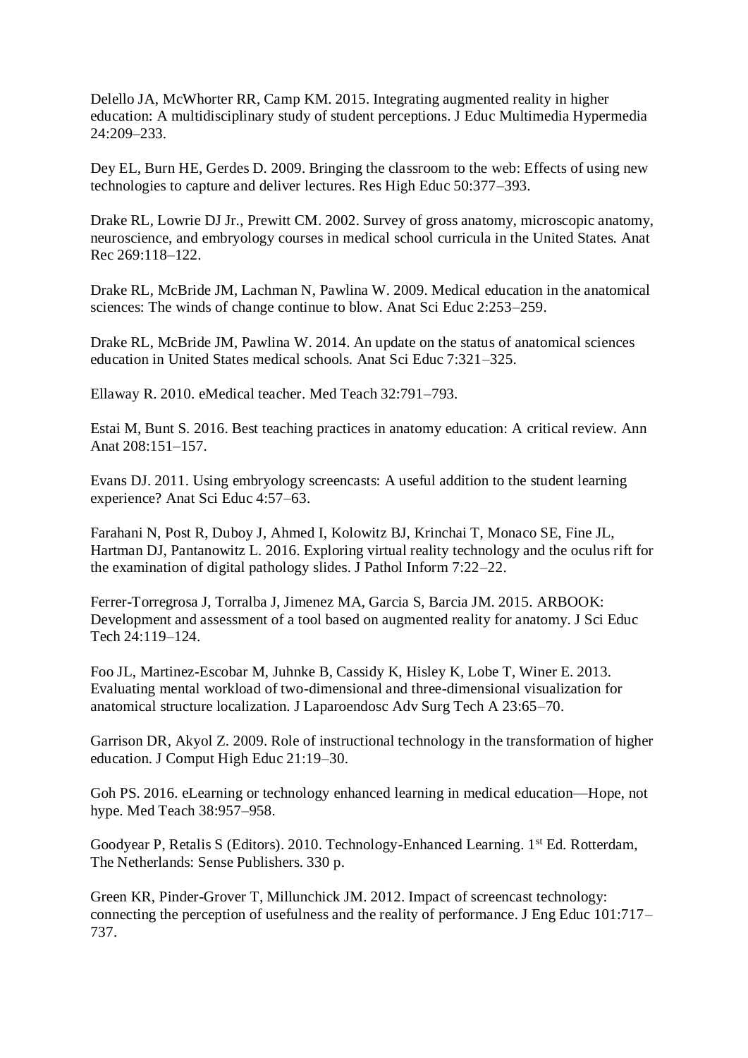Delello JA, McWhorter RR, Camp KM. 2015. Integrating augmented reality in higher education: A multidisciplinary study of student perceptions. J Educ Multimedia Hypermedia 24:209–233.

Dey EL, Burn HE, Gerdes D. 2009. Bringing the classroom to the web: Effects of using new technologies to capture and deliver lectures. Res High Educ 50:377–393.

Drake RL, Lowrie DJ Jr., Prewitt CM. 2002. Survey of gross anatomy, microscopic anatomy, neuroscience, and embryology courses in medical school curricula in the United States. Anat Rec 269:118–122.

Drake RL, McBride JM, Lachman N, Pawlina W. 2009. Medical education in the anatomical sciences: The winds of change continue to blow. Anat Sci Educ 2:253–259.

Drake RL, McBride JM, Pawlina W. 2014. An update on the status of anatomical sciences education in United States medical schools. Anat Sci Educ 7:321–325.

Ellaway R. 2010. eMedical teacher. Med Teach 32:791–793.

Estai M, Bunt S. 2016. Best teaching practices in anatomy education: A critical review. Ann Anat 208:151–157.

Evans DJ. 2011. Using embryology screencasts: A useful addition to the student learning experience? Anat Sci Educ 4:57–63.

Farahani N, Post R, Duboy J, Ahmed I, Kolowitz BJ, Krinchai T, Monaco SE, Fine JL, Hartman DJ, Pantanowitz L. 2016. Exploring virtual reality technology and the oculus rift for the examination of digital pathology slides. J Pathol Inform 7:22–22.

Ferrer-Torregrosa J, Torralba J, Jimenez MA, Garcia S, Barcia JM. 2015. ARBOOK: Development and assessment of a tool based on augmented reality for anatomy. J Sci Educ Tech 24:119–124.

Foo JL, Martinez-Escobar M, Juhnke B, Cassidy K, Hisley K, Lobe T, Winer E. 2013. Evaluating mental workload of two-dimensional and three-dimensional visualization for anatomical structure localization. J Laparoendosc Adv Surg Tech A 23:65–70.

Garrison DR, Akyol Z. 2009. Role of instructional technology in the transformation of higher education. J Comput High Educ 21:19–30.

Goh PS. 2016. eLearning or technology enhanced learning in medical education—Hope, not hype. Med Teach 38:957–958.

Goodyear P, Retalis S (Editors). 2010. Technology-Enhanced Learning. 1st Ed. Rotterdam, The Netherlands: Sense Publishers. 330 p.

Green KR, Pinder-Grover T, Millunchick JM. 2012. Impact of screencast technology: connecting the perception of usefulness and the reality of performance. J Eng Educ 101:717–737.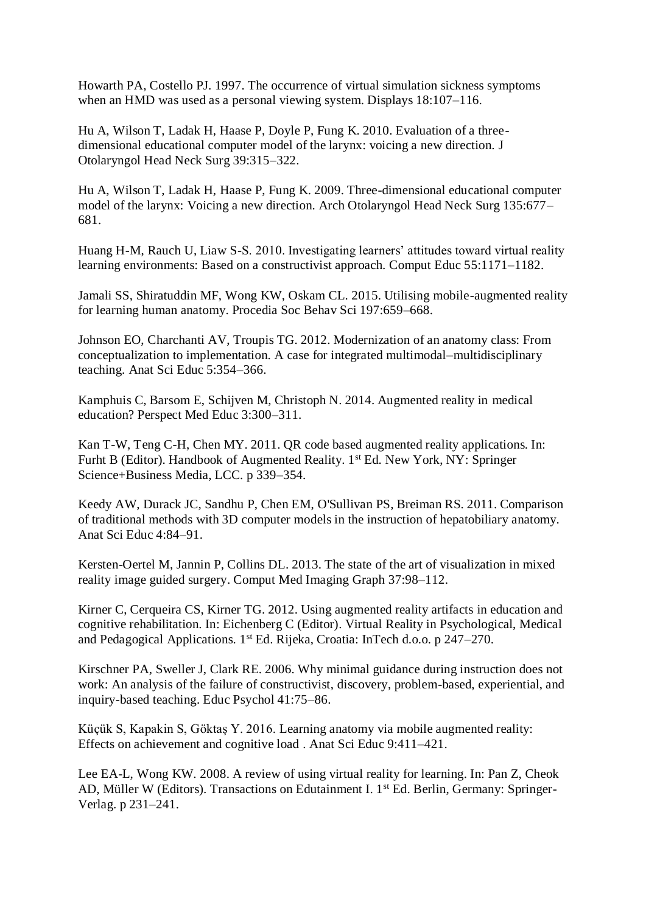Howarth PA, Costello PJ. 1997. The occurrence of virtual simulation sickness symptoms when an HMD was used as a personal viewing system. Displays 18:107–116.

Hu A, Wilson T, Ladak H, Haase P, Doyle P, Fung K. 2010. Evaluation of a three-dimensional educational computer model of the larynx: voicing a new direction. J Otolaryngol Head Neck Surg 39:315–322.

Hu A, Wilson T, Ladak H, Haase P, Fung K. 2009. Three-dimensional educational computer model of the larynx: Voicing a new direction. Arch Otolaryngol Head Neck Surg 135:677–681.

Huang H-M, Rauch U, Liaw S-S. 2010. Investigating learners' attitudes toward virtual reality learning environments: Based on a constructivist approach. Comput Educ 55:1171–1182.

Jamali SS, Shiratuddin MF, Wong KW, Oskam CL. 2015. Utilising mobile-augmented reality for learning human anatomy. Procedia Soc Behav Sci 197:659–668.

Johnson EO, Charchanti AV, Troupis TG. 2012. Modernization of an anatomy class: From conceptualization to implementation. A case for integrated multimodal–multidisciplinary teaching. Anat Sci Educ 5:354–366.

Kamphuis C, Barsom E, Schijven M, Christoph N. 2014. Augmented reality in medical education? Perspect Med Educ 3:300–311.

Kan T-W, Teng C-H, Chen MY. 2011. QR code based augmented reality applications. In: Furht B (Editor). Handbook of Augmented Reality. 1st Ed. New York, NY: Springer Science+Business Media, LCC. p 339–354.

Keedy AW, Durack JC, Sandhu P, Chen EM, O'Sullivan PS, Breiman RS. 2011. Comparison of traditional methods with 3D computer models in the instruction of hepatobiliary anatomy. Anat Sci Educ 4:84–91.

Kersten-Oertel M, Jannin P, Collins DL. 2013. The state of the art of visualization in mixed reality image guided surgery. Comput Med Imaging Graph 37:98–112.

Kirner C, Cerqueira CS, Kirner TG. 2012. Using augmented reality artifacts in education and cognitive rehabilitation. In: Eichenberg C (Editor). Virtual Reality in Psychological, Medical and Pedagogical Applications. 1st Ed. Rijeka, Croatia: InTech d.o.o. p 247–270.

Kirschner PA, Sweller J, Clark RE. 2006. Why minimal guidance during instruction does not work: An analysis of the failure of constructivist, discovery, problem-based, experiential, and inquiry-based teaching. Educ Psychol 41:75–86.

Küçük S, Kapakin S, Göktaş Y. 2016. Learning anatomy via mobile augmented reality: Effects on achievement and cognitive load . Anat Sci Educ 9:411–421.

Lee EA-L, Wong KW. 2008. A review of using virtual reality for learning. In: Pan Z, Cheok AD, Müller W (Editors). Transactions on Edutainment I. 1st Ed. Berlin, Germany: Springer-Verlag. p 231–241.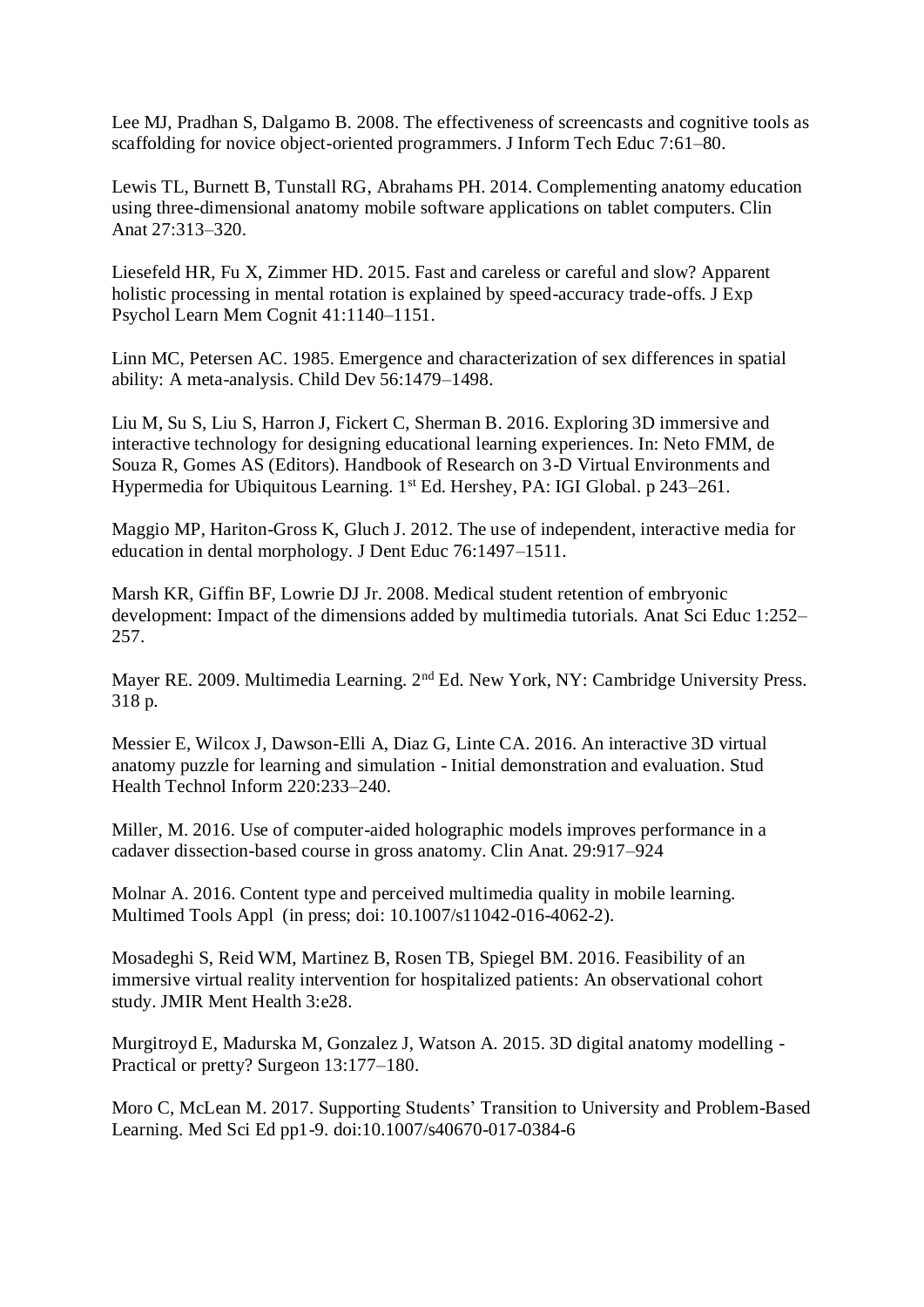Lee MJ, Pradhan S, Dalgamo B. 2008. The effectiveness of screencasts and cognitive tools as scaffolding for novice object-oriented programmers. J Inform Tech Educ 7:61–80.

Lewis TL, Burnett B, Tunstall RG, Abrahams PH. 2014. Complementing anatomy education using three-dimensional anatomy mobile software applications on tablet computers. Clin Anat 27:313–320.

Liesefeld HR, Fu X, Zimmer HD. 2015. Fast and careless or careful and slow? Apparent holistic processing in mental rotation is explained by speed-accuracy trade-offs. J Exp Psychol Learn Mem Cognit 41:1140–1151.

Linn MC, Petersen AC. 1985. Emergence and characterization of sex differences in spatial ability: A meta-analysis. Child Dev 56:1479–1498.

Liu M, Su S, Liu S, Harron J, Fickert C, Sherman B. 2016. Exploring 3D immersive and interactive technology for designing educational learning experiences. In: Neto FMM, de Souza R, Gomes AS (Editors). Handbook of Research on 3-D Virtual Environments and Hypermedia for Ubiquitous Learning. 1st Ed. Hershey, PA: IGI Global. p 243–261.

Maggio MP, Hariton-Gross K, Gluch J. 2012. The use of independent, interactive media for education in dental morphology. J Dent Educ 76:1497–1511.

Marsh KR, Giffin BF, Lowrie DJ Jr. 2008. Medical student retention of embryonic development: Impact of the dimensions added by multimedia tutorials. Anat Sci Educ 1:252–257.

Mayer RE. 2009. Multimedia Learning. 2nd Ed. New York, NY: Cambridge University Press. 318 p.

Messier E, Wilcox J, Dawson-Elli A, Diaz G, Linte CA. 2016. An interactive 3D virtual anatomy puzzle for learning and simulation - Initial demonstration and evaluation. Stud Health Technol Inform 220:233–240.

Miller, M. 2016. Use of computer-aided holographic models improves performance in a cadaver dissection-based course in gross anatomy. Clin Anat. 29:917–924

Molnar A. 2016. Content type and perceived multimedia quality in mobile learning. Multimed Tools Appl (in press; doi: 10.1007/s11042-016-4062-2).

Mosadeghi S, Reid WM, Martinez B, Rosen TB, Spiegel BM. 2016. Feasibility of an immersive virtual reality intervention for hospitalized patients: An observational cohort study. JMIR Ment Health 3:e28.

Murgitroyd E, Madurska M, Gonzalez J, Watson A. 2015. 3D digital anatomy modelling - Practical or pretty? Surgeon 13:177–180.

Moro C, McLean M. 2017. Supporting Students' Transition to University and Problem-Based Learning. Med Sci Ed pp1-9. doi:10.1007/s40670-017-0384-6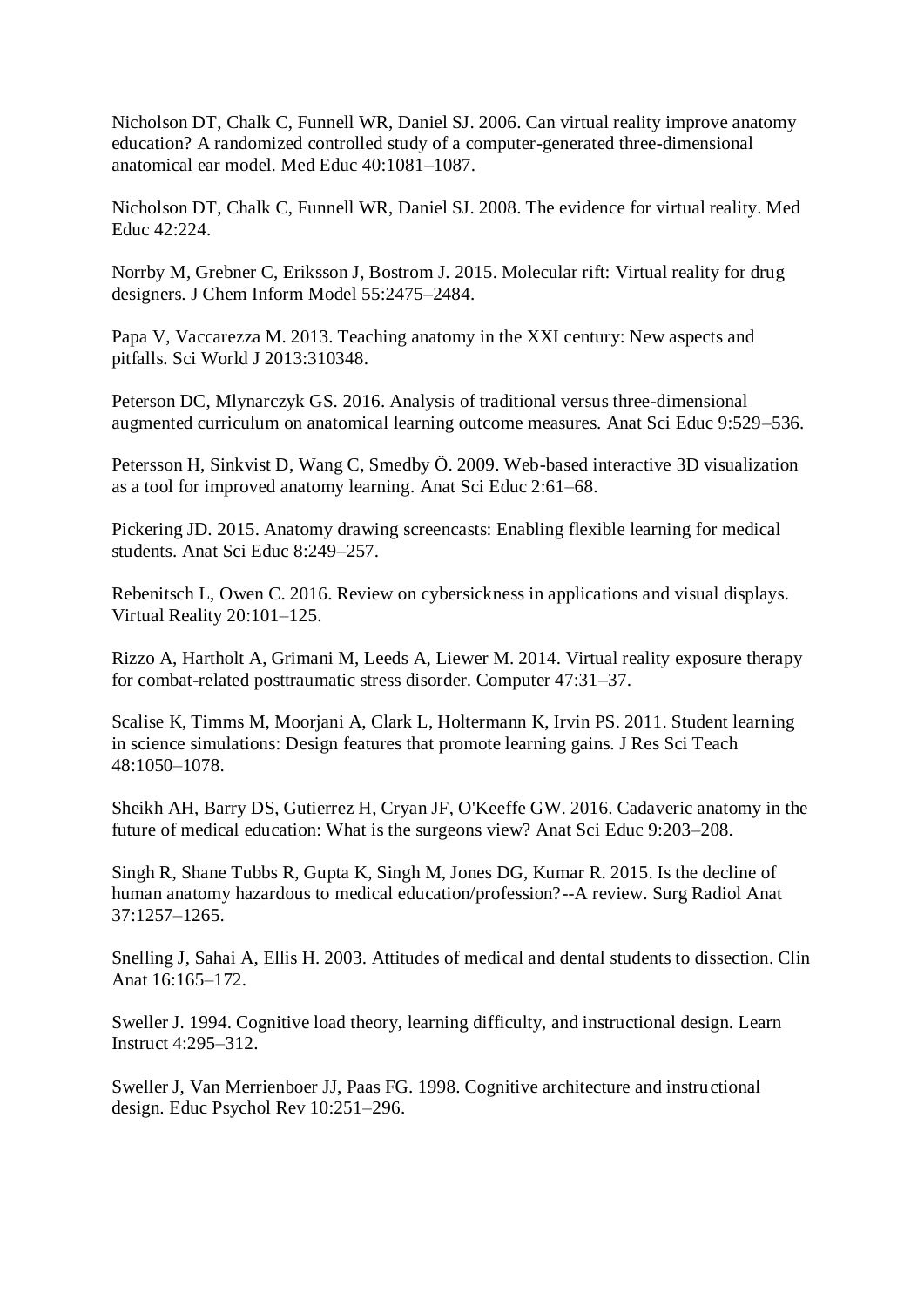Nicholson DT, Chalk C, Funnell WR, Daniel SJ. 2006. Can virtual reality improve anatomy education? A randomized controlled study of a computer-generated three-dimensional anatomical ear model. Med Educ 40:1081–1087.

Nicholson DT, Chalk C, Funnell WR, Daniel SJ. 2008. The evidence for virtual reality. Med Educ 42:224.

Norrby M, Grebner C, Eriksson J, Bostrom J. 2015. Molecular rift: Virtual reality for drug designers. J Chem Inform Model 55:2475–2484.

Papa V, Vaccarezza M. 2013. Teaching anatomy in the XXI century: New aspects and pitfalls. Sci World J 2013:310348.

Peterson DC, Mlynarczyk GS. 2016. Analysis of traditional versus three-dimensional augmented curriculum on anatomical learning outcome measures. Anat Sci Educ 9:529–536.

Petersson H, Sinkvist D, Wang C, Smedby Ö. 2009. Web-based interactive 3D visualization as a tool for improved anatomy learning. Anat Sci Educ 2:61–68.

Pickering JD. 2015. Anatomy drawing screencasts: Enabling flexible learning for medical students. Anat Sci Educ 8:249–257.

Rebenitsch L, Owen C. 2016. Review on cybersickness in applications and visual displays. Virtual Reality 20:101–125.

Rizzo A, Hartholt A, Grimani M, Leeds A, Liewer M. 2014. Virtual reality exposure therapy for combat-related posttraumatic stress disorder. Computer 47:31–37.

Scalise K, Timms M, Moorjani A, Clark L, Holtermann K, Irvin PS. 2011. Student learning in science simulations: Design features that promote learning gains. J Res Sci Teach 48:1050–1078.

Sheikh AH, Barry DS, Gutierrez H, Cryan JF, O'Keeffe GW. 2016. Cadaveric anatomy in the future of medical education: What is the surgeons view? Anat Sci Educ 9:203–208.

Singh R, Shane Tubbs R, Gupta K, Singh M, Jones DG, Kumar R. 2015. Is the decline of human anatomy hazardous to medical education/profession?--A review. Surg Radiol Anat 37:1257–1265.

Snelling J, Sahai A, Ellis H. 2003. Attitudes of medical and dental students to dissection. Clin Anat 16:165–172.

Sweller J. 1994. Cognitive load theory, learning difficulty, and instructional design. Learn Instruct 4:295–312.

Sweller J, Van Merrienboer JJ, Paas FG. 1998. Cognitive architecture and instructional design. Educ Psychol Rev 10:251–296.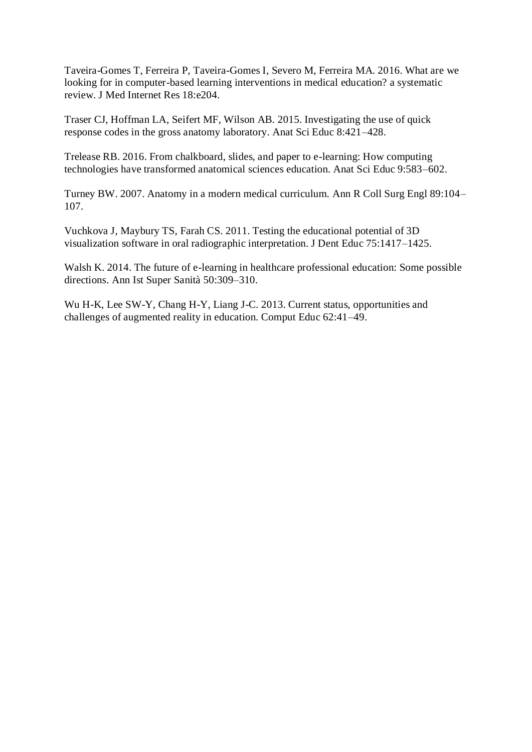Taveira-Gomes T, Ferreira P, Taveira-Gomes I, Severo M, Ferreira MA. 2016. What are we looking for in computer-based learning interventions in medical education? a systematic review. J Med Internet Res 18:e204.

Traser CJ, Hoffman LA, Seifert MF, Wilson AB. 2015. Investigating the use of quick response codes in the gross anatomy laboratory. Anat Sci Educ 8:421–428.

Trelease RB. 2016. From chalkboard, slides, and paper to e-learning: How computing technologies have transformed anatomical sciences education. Anat Sci Educ 9:583–602.

Turney BW. 2007. Anatomy in a modern medical curriculum. Ann R Coll Surg Engl 89:104–107.

Vuchkova J, Maybury TS, Farah CS. 2011. Testing the educational potential of 3D visualization software in oral radiographic interpretation. J Dent Educ 75:1417–1425.

Walsh K. 2014. The future of e-learning in healthcare professional education: Some possible directions. Ann Ist Super Sanità 50:309–310.

Wu H-K, Lee SW-Y, Chang H-Y, Liang J-C. 2013. Current status, opportunities and challenges of augmented reality in education. Comput Educ 62:41–49.